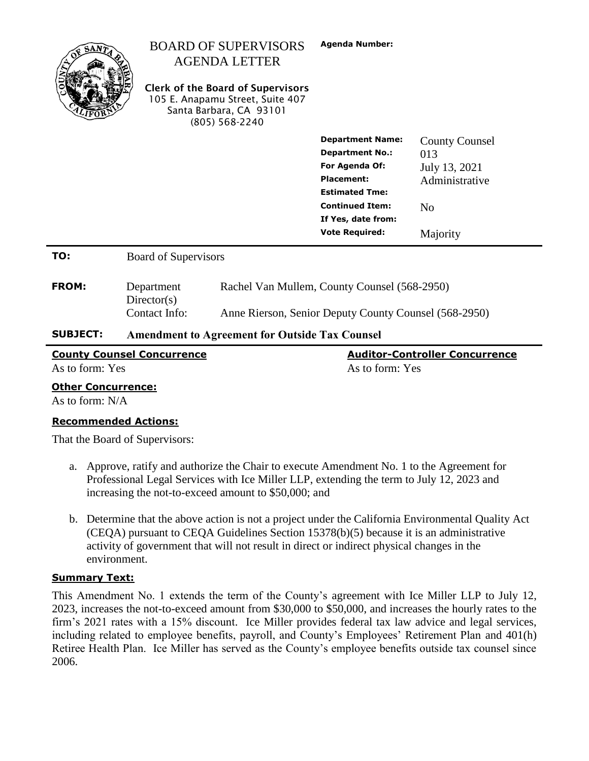# BOARD OF SUPERVISORS AGENDA LETTER

**Clerk of the Board of Supervisors**
105 E. Anapamu Street, Suite 407
Santa Barbara, CA 93101
(805) 568-2240

**Agenda Number:**

| | |
|---|---|
| **Department Name:** | County Counsel |
| **Department No.:** | 013 |
| **For Agenda Of:** | July 13, 2021 |
| **Placement:** | Administrative |
| **Estimated Tme:** | |
| **Continued Item:** | No |
| **If Yes, date from:** | |
| **Vote Required:** | Majority |

**TO:** Board of Supervisors

**FROM:** Department Director(s) — Rachel Van Mullem, County Counsel (568-2950)
Contact Info: Anne Rierson, Senior Deputy County Counsel (568-2950)

**SUBJECT:** **Amendment to Agreement for Outside Tax Counsel**

**County Counsel Concurrence**
As to form: Yes

**Auditor-Controller Concurrence**
As to form: Yes

**Other Concurrence:**
As to form: N/A

**Recommended Actions:**

That the Board of Supervisors:

a. Approve, ratify and authorize the Chair to execute Amendment No. 1 to the Agreement for Professional Legal Services with Ice Miller LLP, extending the term to July 12, 2023 and increasing the not-to-exceed amount to $50,000; and

b. Determine that the above action is not a project under the California Environmental Quality Act (CEQA) pursuant to CEQA Guidelines Section 15378(b)(5) because it is an administrative activity of government that will not result in direct or indirect physical changes in the environment.

**Summary Text:**

This Amendment No. 1 extends the term of the County's agreement with Ice Miller LLP to July 12, 2023, increases the not-to-exceed amount from $30,000 to $50,000, and increases the hourly rates to the firm's 2021 rates with a 15% discount. Ice Miller provides federal tax law advice and legal services, including related to employee benefits, payroll, and County's Employees' Retirement Plan and 401(h) Retiree Health Plan. Ice Miller has served as the County's employee benefits outside tax counsel since 2006.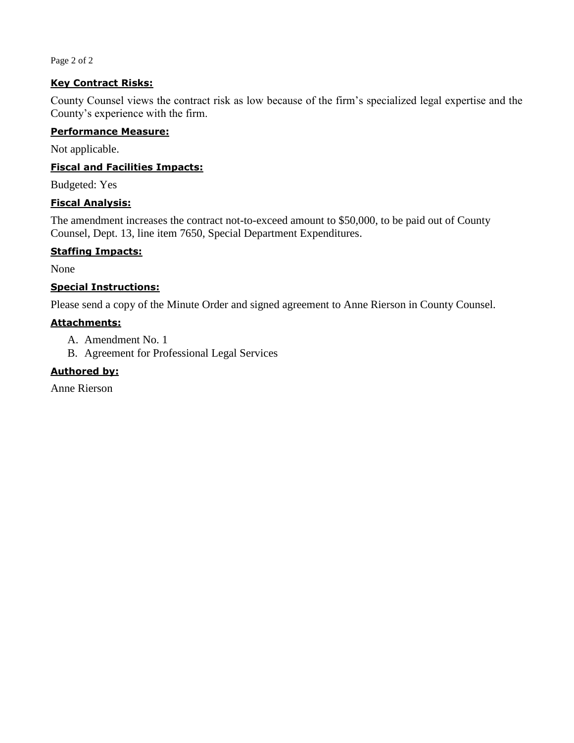### Key Contract Risks:

County Counsel views the contract risk as low because of the firm's specialized legal expertise and the County's experience with the firm.

### Performance Measure:

Not applicable.

### Fiscal and Facilities Impacts:

Budgeted: Yes

### Fiscal Analysis:

The amendment increases the contract not-to-exceed amount to $50,000, to be paid out of County Counsel, Dept. 13, line item 7650, Special Department Expenditures.

### Staffing Impacts:

None

### Special Instructions:

Please send a copy of the Minute Order and signed agreement to Anne Rierson in County Counsel.

### Attachments:

A. Amendment No. 1
B. Agreement for Professional Legal Services

### Authored by:

Anne Rierson